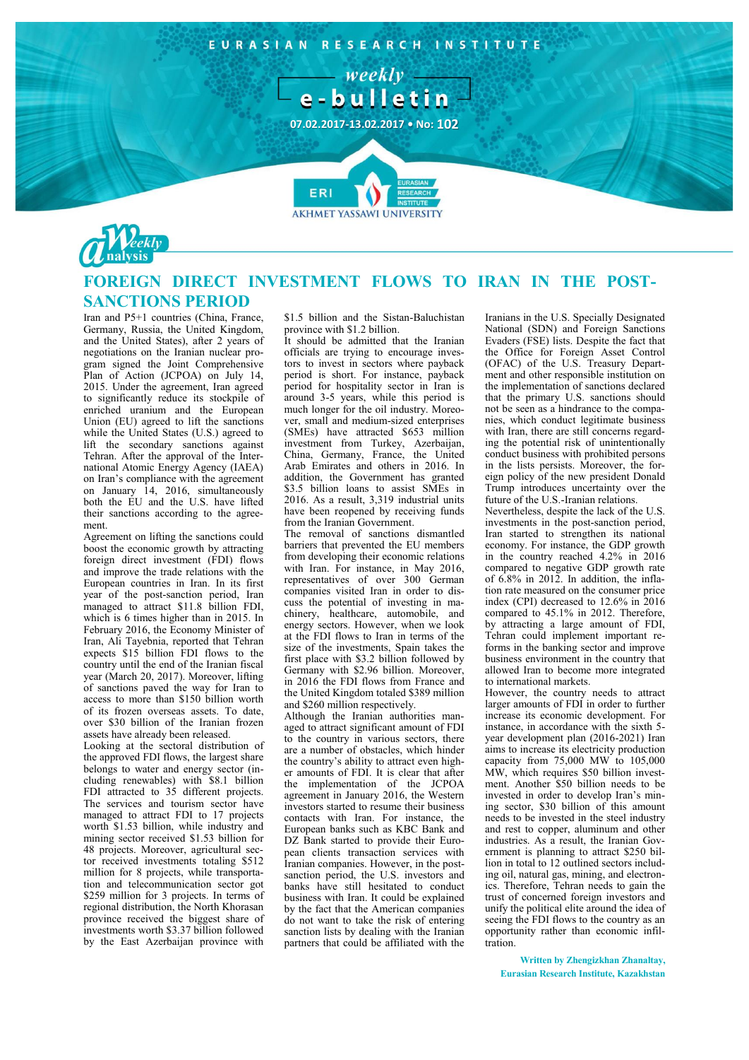EURASIAN RESEARCH INSTITUTE

weekly e-bulletin

07.02.2017-13.02.2017 • No: 102

Weekly analysis

# FOREIGN DIRECT INVESTMENT FLOWS TO IRAN IN THE POST-SANCTIONS PERIOD

Iran and P5+1 countries (China, France, Germany, Russia, the United Kingdom, and the United States), after 2 years of negotiations on the Iranian nuclear program signed the Joint Comprehensive Plan of Action (JCPOA) on July 14, 2015. Under the agreement, Iran agreed to significantly reduce its stockpile of enriched uranium and the European Union (EU) agreed to lift the sanctions while the United States (U.S.) agreed to lift the secondary sanctions against Tehran. After the approval of the International Atomic Energy Agency (IAEA) on Iran's compliance with the agreement on January 14, 2016, simultaneously both the EU and the U.S. have lifted their sanctions according to the agreement.

Agreement on lifting the sanctions could boost the economic growth by attracting foreign direct investment (FDI) flows and improve the trade relations with the European countries in Iran. In its first year of the post-sanction period, Iran managed to attract $11.8 billion FDI, which is 6 times higher than in 2015. In February 2016, the Economy Minister of Iran, Ali Tayebnia, reported that Tehran expects $15 billion FDI flows to the country until the end of the Iranian fiscal year (March 20, 2017). Moreover, lifting of sanctions paved the way for Iran to access to more than $150 billion worth of its frozen overseas assets. To date, over $30 billion of the Iranian frozen assets have already been released.

Looking at the sectoral distribution of the approved FDI flows, the largest share belongs to water and energy sector (including renewables) with $8.1 billion FDI attracted to 35 different projects. The services and tourism sector have managed to attract FDI to 17 projects worth $1.53 billion, while industry and mining sector received $1.53 billion for 48 projects. Moreover, agricultural sector received investments totaling $512 million for 8 projects, while transportation and telecommunication sector got $259 million for 3 projects. In terms of regional distribution, the North Khorasan province received the biggest share of investments worth $3.37 billion followed by the East Azerbaijan province with $1.5 billion and the Sistan-Baluchistan province with $1.2 billion.

It should be admitted that the Iranian officials are trying to encourage investors to invest in sectors where payback period is short. For instance, payback period for hospitality sector in Iran is around 3-5 years, while this period is much longer for the oil industry. Moreover, small and medium-sized enterprises (SMEs) have attracted $653 million investment from Turkey, Azerbaijan, China, Germany, France, the United Arab Emirates and others in 2016. In addition, the Government has granted $3.5 billion loans to assist SMEs in 2016. As a result, 3,319 industrial units have been reopened by receiving funds from the Iranian Government.

The removal of sanctions dismantled barriers that prevented the EU members from developing their economic relations with Iran. For instance, in May 2016, representatives of over 300 German companies visited Iran in order to discuss the potential of investing in machinery, healthcare, automobile, and energy sectors. However, when we look at the FDI flows to Iran in terms of the size of the investments, Spain takes the first place with $3.2 billion followed by Germany with $2.96 billion. Moreover, in 2016 the FDI flows from France and the United Kingdom totaled $389 million and $260 million respectively.

Although the Iranian authorities managed to attract significant amount of FDI to the country in various sectors, there are a number of obstacles, which hinder the country's ability to attract even higher amounts of FDI. It is clear that after the implementation of the JCPOA agreement in January 2016, the Western investors started to resume their business contacts with Iran. For instance, the European banks such as KBC Bank and DZ Bank started to provide their European clients transaction services with Iranian companies. However, in the post-sanction period, the U.S. investors and banks have still hesitated to conduct business with Iran. It could be explained by the fact that the American companies do not want to take the risk of entering sanction lists by dealing with the Iranian partners that could be affiliated with the Iranians in the U.S. Specially Designated National (SDN) and Foreign Sanctions Evaders (FSE) lists. Despite the fact that the Office for Foreign Asset Control (OFAC) of the U.S. Treasury Department and other responsible institution on the implementation of sanctions declared that the primary U.S. sanctions should not be seen as a hindrance to the companies, which conduct legitimate business with Iran, there are still concerns regarding the potential risk of unintentionally conduct business with prohibited persons in the lists persists. Moreover, the foreign policy of the new president Donald Trump introduces uncertainty over the future of the U.S.-Iranian relations.

Nevertheless, despite the lack of the U.S. investments in the post-sanction period, Iran started to strengthen its national economy. For instance, the GDP growth in the country reached 4.2% in 2016 compared to negative GDP growth rate of 6.8% in 2012. In addition, the inflation rate measured on the consumer price index (CPI) decreased to 12.6% in 2016 compared to 45.1% in 2012. Therefore, by attracting a large amount of FDI, Tehran could implement important reforms in the banking sector and improve business environment in the country that allowed Iran to become more integrated to international markets.

However, the country needs to attract larger amounts of FDI in order to further increase its economic development. For instance, in accordance with the sixth 5-year development plan (2016-2021) Iran aims to increase its electricity production capacity from 75,000 MW to 105,000 MW, which requires $50 billion investment. Another $50 billion needs to be invested in order to develop Iran's mining sector, $30 billion of this amount needs to be invested in the steel industry and rest to copper, aluminum and other industries. As a result, the Iranian Government is planning to attract $250 billion in total to 12 outlined sectors including oil, natural gas, mining, and electronics. Therefore, Tehran needs to gain the trust of concerned foreign investors and unify the political elite around the idea of seeing the FDI flows to the country as an opportunity rather than economic infiltration.

**Written by Zhengizkhan Zhanaltay, Eurasian Research Institute, Kazakhstan**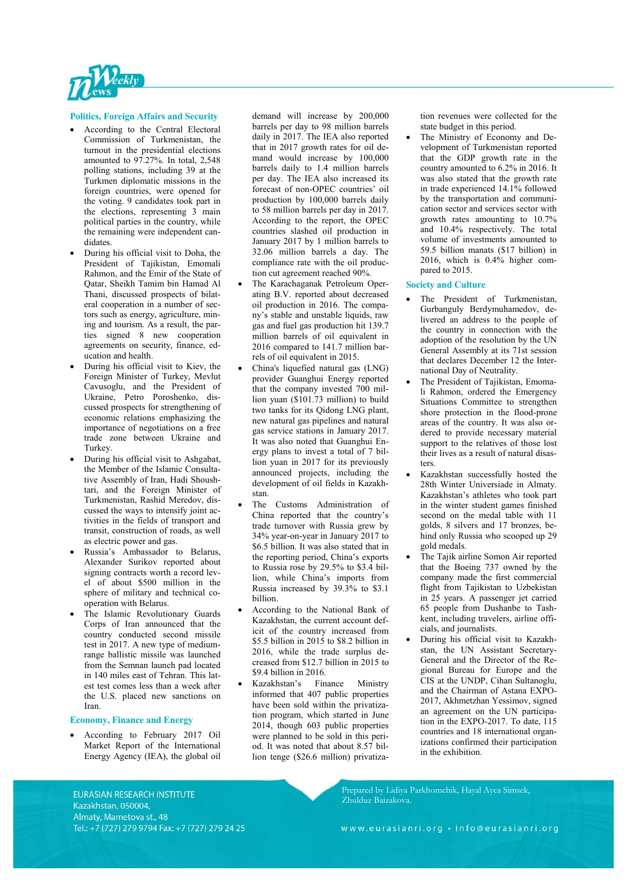# Weekly News

## Politics, Foreign Affairs and Security

- According to the Central Electoral Commission of Turkmenistan, the turnout in the presidential elections amounted to 97.27%. In total, 2,548 polling stations, including 39 at the Turkmen diplomatic missions in the foreign countries, were opened for the voting. 9 candidates took part in the elections, representing 3 main political parties in the country, while the remaining were independent candidates.
- During his official visit to Doha, the President of Tajikistan, Emomali Rahmon, and the Emir of the State of Qatar, Sheikh Tamim bin Hamad Al Thani, discussed prospects of bilateral cooperation in a number of sectors such as energy, agriculture, mining and tourism. As a result, the parties signed 8 new cooperation agreements on security, finance, education and health.
- During his official visit to Kiev, the Foreign Minister of Turkey, Mevlut Cavusoglu, and the President of Ukraine, Petro Poroshenko, discussed prospects for strengthening of economic relations emphasizing the importance of negotiations on a free trade zone between Ukraine and Turkey.
- During his official visit to Ashgabat, the Member of the Islamic Consultative Assembly of Iran, Hadi Shoushtari, and the Foreign Minister of Turkmenistan, Rashid Meredov, discussed the ways to intensify joint activities in the fields of transport and transit, construction of roads, as well as electric power and gas.
- Russia's Ambassador to Belarus, Alexander Surikov reported about signing contracts worth a record level of about $500 million in the sphere of military and technical cooperation with Belarus.
- The Islamic Revolutionary Guards Corps of Iran announced that the country conducted second missile test in 2017. A new type of medium-range ballistic missile was launched from the Semnan launch pad located in 140 miles east of Tehran. This latest test comes less than a week after the U.S. placed new sanctions on Iran.

## Economy, Finance and Energy

- According to February 2017 Oil Market Report of the International Energy Agency (IEA), the global oil demand will increase by 200,000 barrels per day to 98 million barrels daily in 2017. The IEA also reported that in 2017 growth rates for oil demand would increase by 100,000 barrels daily to 1.4 million barrels per day. The IEA also increased its forecast of non-OPEC countries' oil production by 100,000 barrels daily to 58 million barrels per day in 2017. According to the report, the OPEC countries slashed oil production in January 2017 by 1 million barrels to 32.06 million barrels a day. The compliance rate with the oil production cut agreement reached 90%.
- The Karachaganak Petroleum Operating B.V. reported about decreased oil production in 2016. The company's stable and unstable liquids, raw gas and fuel gas production hit 139.7 million barrels of oil equivalent in 2016 compared to 141.7 million barrels of oil equivalent in 2015.
- China's liquefied natural gas (LNG) provider Guanghui Energy reported that the company invested 700 million yuan ($101.73 million) to build two tanks for its Qidong LNG plant, new natural gas pipelines and natural gas service stations in January 2017. It was also noted that Guanghui Energy plans to invest a total of 7 billion yuan in 2017 for its previously announced projects, including the development of oil fields in Kazakhstan.
- The Customs Administration of China reported that the country's trade turnover with Russia grew by 34% year-on-year in January 2017 to $6.5 billion. It was also stated that in the reporting period, China's exports to Russia rose by 29.5% to $3.4 billion, while China's imports from Russia increased by 39.3% to $3.1 billion.
- According to the National Bank of Kazakhstan, the current account deficit of the country increased from $5.5 billion in 2015 to $8.2 billion in 2016, while the trade surplus decreased from $12.7 billion in 2015 to $9.4 billion in 2016.
- Kazakhstan's Finance Ministry informed that 407 public properties have been sold within the privatization program, which started in June 2014, though 603 public properties were planned to be sold in this period. It was noted that about 8.57 billion tenge ($26.6 million) privatization revenues were collected for the state budget in this period.
- The Ministry of Economy and Development of Turkmenistan reported that the GDP growth rate in the country amounted to 6.2% in 2016. It was also stated that the growth rate in trade experienced 14.1% followed by the transportation and communication sector and services sector with growth rates amounting to 10.7% and 10.4% respectively. The total volume of investments amounted to 59.5 billion manats ($17 billion) in 2016, which is 0.4% higher compared to 2015.

## Society and Culture

- The President of Turkmenistan, Gurbanguly Berdymuhamedov, delivered an address to the people of the country in connection with the adoption of the resolution by the UN General Assembly at its 71st session that declares December 12 the International Day of Neutrality.
- The President of Tajikistan, Emomali Rahmon, ordered the Emergency Situations Committee to strengthen shore protection in the flood-prone areas of the country. It was also ordered to provide necessary material support to the relatives of those lost their lives as a result of natural disasters.
- Kazakhstan successfully hosted the 28th Winter Universiade in Almaty. Kazakhstan's athletes who took part in the winter student games finished second on the medal table with 11 golds, 8 silvers and 17 bronzes, behind only Russia who scooped up 29 gold medals.
- The Tajik airline Somon Air reported that the Boeing 737 owned by the company made the first commercial flight from Tajikistan to Uzbekistan in 25 years. A passenger jet carried 65 people from Dushanbe to Tashkent, including travelers, airline officials, and journalists.
- During his official visit to Kazakhstan, the UN Assistant Secretary-General and the Director of the Regional Bureau for Europe and the CIS at the UNDP, Cihan Sultanoglu, and the Chairman of Astana EXPO-2017, Akhmetzhan Yessimov, signed an agreement on the UN participation in the EXPO-2017. To date, 115 countries and 18 international organizations confirmed their participation in the exhibition.

EURASIAN RESEARCH INSTITUTE
Kazakhstan, 050004,
Almaty, Mametova st., 48
Tel.: +7 (727) 279 9794 Fax: +7 (727) 279 24 25

Prepared by Lidiya Parkhomchik, Hayal Ayca Simsek, Zhulduz Baizakova.

www.eurasianri.org • info@eurasianri.org